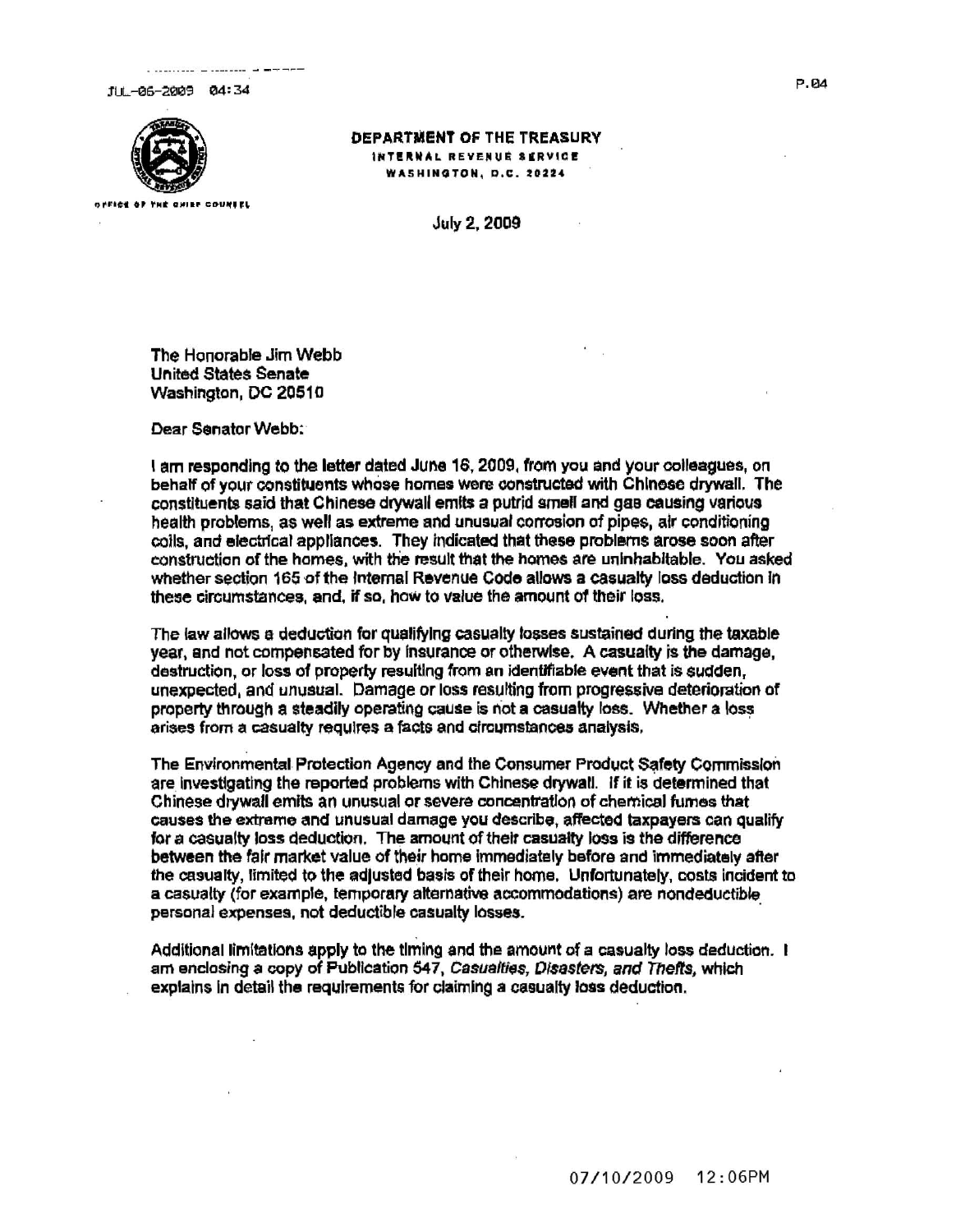**DEPARTMENT OF THE TREASURY**
INTERNAL REVENUE SERVICE
WASHINGTON, D.C. 20224

OFFICE OF THE CHIEF COUNSEL

July 2, 2009

The Honorable Jim Webb
United States Senate
Washington, DC 20510

Dear Senator Webb:

I am responding to the letter dated June 16, 2009, from you and your colleagues, on behalf of your constituents whose homes were constructed with Chinese drywall. The constituents said that Chinese drywall emits a putrid smell and gas causing various health problems, as well as extreme and unusual corrosion of pipes, air conditioning coils, and electrical appliances. They indicated that these problems arose soon after construction of the homes, with the result that the homes are uninhabitable. You asked whether section 165 of the Internal Revenue Code allows a casualty loss deduction in these circumstances, and, if so, how to value the amount of their loss.

The law allows a deduction for qualifying casualty losses sustained during the taxable year, and not compensated for by insurance or otherwise. A casualty is the damage, destruction, or loss of property resulting from an identifiable event that is sudden, unexpected, and unusual. Damage or loss resulting from progressive deterioration of property through a steadily operating cause is not a casualty loss. Whether a loss arises from a casualty requires a facts and circumstances analysis.

The Environmental Protection Agency and the Consumer Product Safety Commission are investigating the reported problems with Chinese drywall. If it is determined that Chinese drywall emits an unusual or severe concentration of chemical fumes that causes the extreme and unusual damage you describe, affected taxpayers can qualify for a casualty loss deduction. The amount of their casualty loss is the difference between the fair market value of their home immediately before and immediately after the casualty, limited to the adjusted basis of their home. Unfortunately, costs incident to a casualty (for example, temporary alternative accommodations) are nondeductible personal expenses, not deductible casualty losses.

Additional limitations apply to the timing and the amount of a casualty loss deduction. I am enclosing a copy of Publication 547, *Casualties, Disasters, and Thefts,* which explains in detail the requirements for claiming a casualty loss deduction.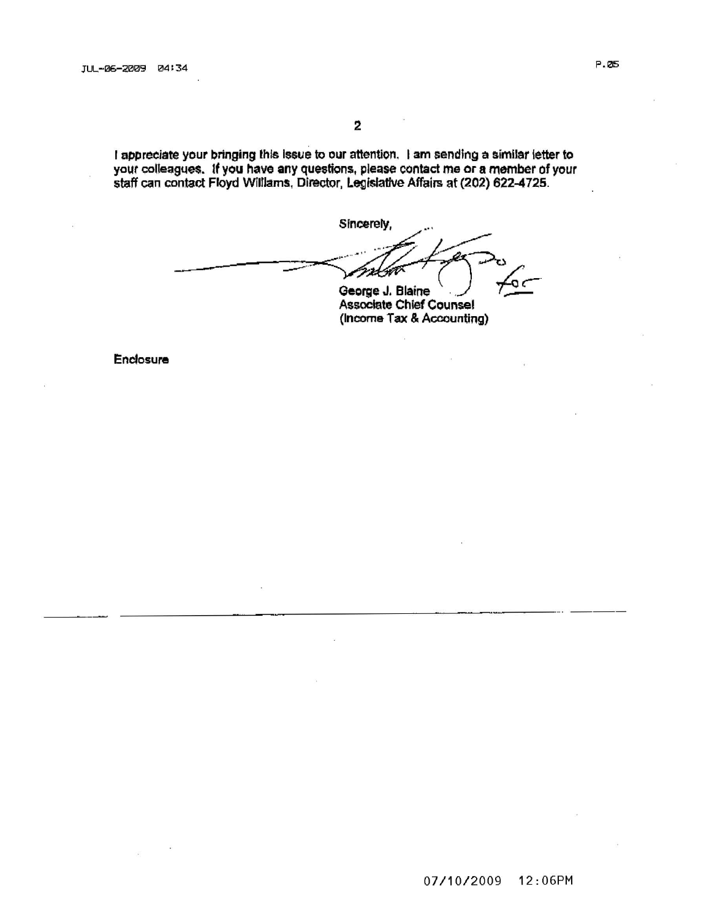I appreciate your bringing this issue to our attention. I am sending a similar letter to your colleagues. If you have any questions, please contact me or a member of your staff can contact Floyd Williams, Director, Legislative Affairs at (202) 622-4725.

Sincerely,

George J. Blaine
Associate Chief Counsel
(Income Tax & Accounting)

Enclosure